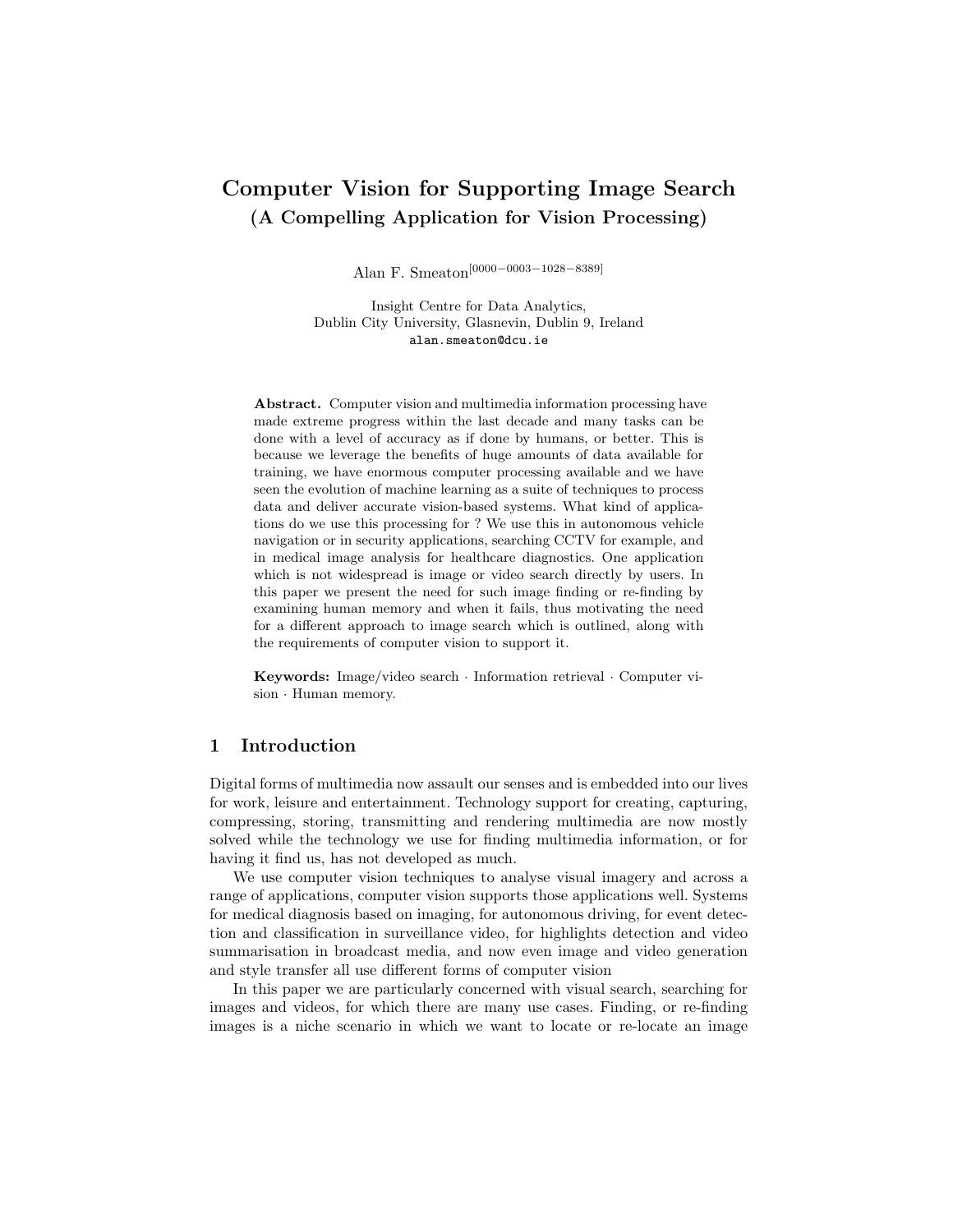# Computer Vision for Supporting Image Search
## (A Compelling Application for Vision Processing)

Alan F. Smeaton[0000−0003−1028−8389]

Insight Centre for Data Analytics,
Dublin City University, Glasnevin, Dublin 9, Ireland
alan.smeaton@dcu.ie

**Abstract.** Computer vision and multimedia information processing have made extreme progress within the last decade and many tasks can be done with a level of accuracy as if done by humans, or better. This is because we leverage the benefits of huge amounts of data available for training, we have enormous computer processing available and we have seen the evolution of machine learning as a suite of techniques to process data and deliver accurate vision-based systems. What kind of applications do we use this processing for ? We use this in autonomous vehicle navigation or in security applications, searching CCTV for example, and in medical image analysis for healthcare diagnostics. One application which is not widespread is image or video search directly by users. In this paper we present the need for such image finding or re-finding by examining human memory and when it fails, thus motivating the need for a different approach to image search which is outlined, along with the requirements of computer vision to support it.

**Keywords:** Image/video search · Information retrieval · Computer vision · Human memory.

## 1 Introduction

Digital forms of multimedia now assault our senses and is embedded into our lives for work, leisure and entertainment. Technology support for creating, capturing, compressing, storing, transmitting and rendering multimedia are now mostly solved while the technology we use for finding multimedia information, or for having it find us, has not developed as much.

We use computer vision techniques to analyse visual imagery and across a range of applications, computer vision supports those applications well. Systems for medical diagnosis based on imaging, for autonomous driving, for event detection and classification in surveillance video, for highlights detection and video summarisation in broadcast media, and now even image and video generation and style transfer all use different forms of computer vision

In this paper we are particularly concerned with visual search, searching for images and videos, for which there are many use cases. Finding, or re-finding images is a niche scenario in which we want to locate or re-locate an image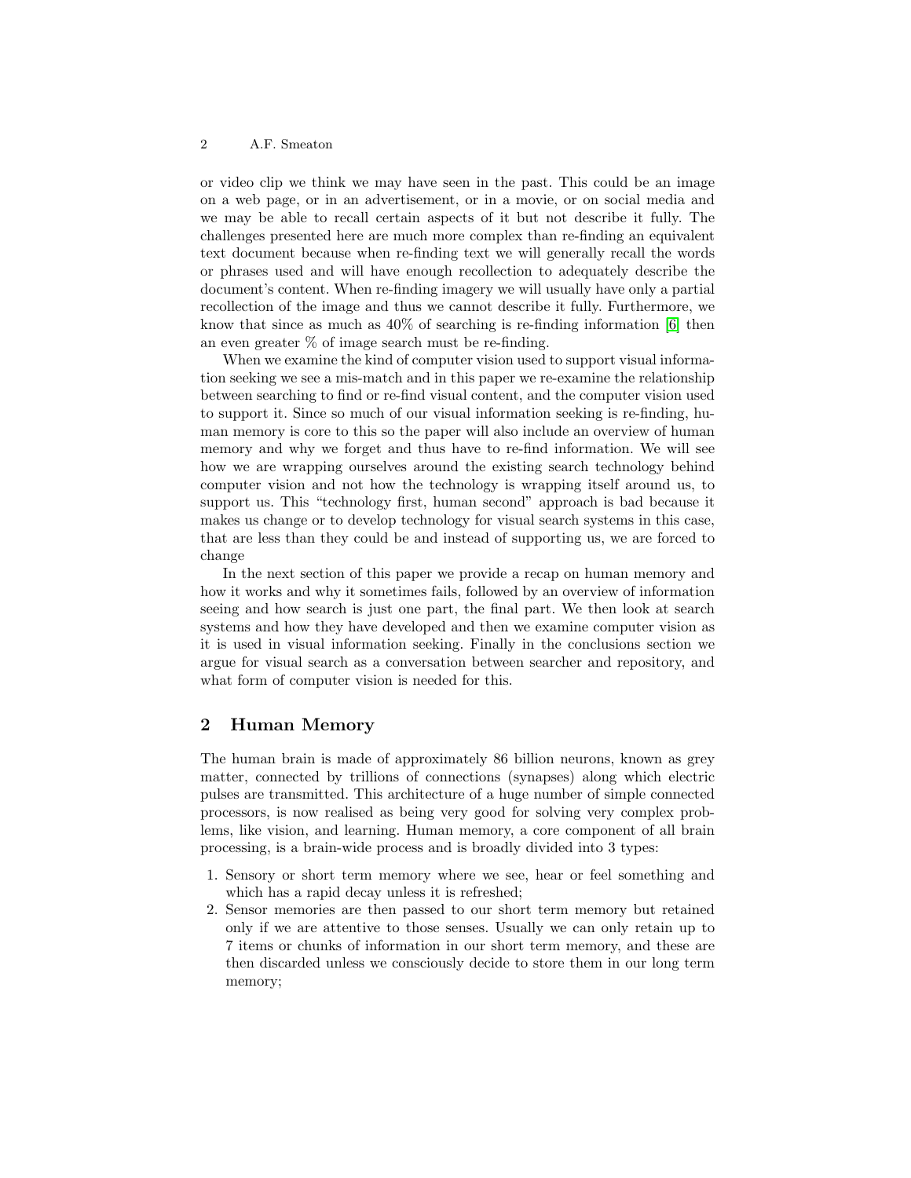or video clip we think we may have seen in the past. This could be an image on a web page, or in an advertisement, or in a movie, or on social media and we may be able to recall certain aspects of it but not describe it fully. The challenges presented here are much more complex than re-finding an equivalent text document because when re-finding text we will generally recall the words or phrases used and will have enough recollection to adequately describe the document's content. When re-finding imagery we will usually have only a partial recollection of the image and thus we cannot describe it fully. Furthermore, we know that since as much as 40% of searching is re-finding information [6] then an even greater % of image search must be re-finding.

When we examine the kind of computer vision used to support visual information seeking we see a mis-match and in this paper we re-examine the relationship between searching to find or re-find visual content, and the computer vision used to support it. Since so much of our visual information seeking is re-finding, human memory is core to this so the paper will also include an overview of human memory and why we forget and thus have to re-find information. We will see how we are wrapping ourselves around the existing search technology behind computer vision and not how the technology is wrapping itself around us, to support us. This "technology first, human second" approach is bad because it makes us change or to develop technology for visual search systems in this case, that are less than they could be and instead of supporting us, we are forced to change

In the next section of this paper we provide a recap on human memory and how it works and why it sometimes fails, followed by an overview of information seeing and how search is just one part, the final part. We then look at search systems and how they have developed and then we examine computer vision as it is used in visual information seeking. Finally in the conclusions section we argue for visual search as a conversation between searcher and repository, and what form of computer vision is needed for this.

## 2 Human Memory

The human brain is made of approximately 86 billion neurons, known as grey matter, connected by trillions of connections (synapses) along which electric pulses are transmitted. This architecture of a huge number of simple connected processors, is now realised as being very good for solving very complex problems, like vision, and learning. Human memory, a core component of all brain processing, is a brain-wide process and is broadly divided into 3 types:

1. Sensory or short term memory where we see, hear or feel something and which has a rapid decay unless it is refreshed;
2. Sensor memories are then passed to our short term memory but retained only if we are attentive to those senses. Usually we can only retain up to 7 items or chunks of information in our short term memory, and these are then discarded unless we consciously decide to store them in our long term memory;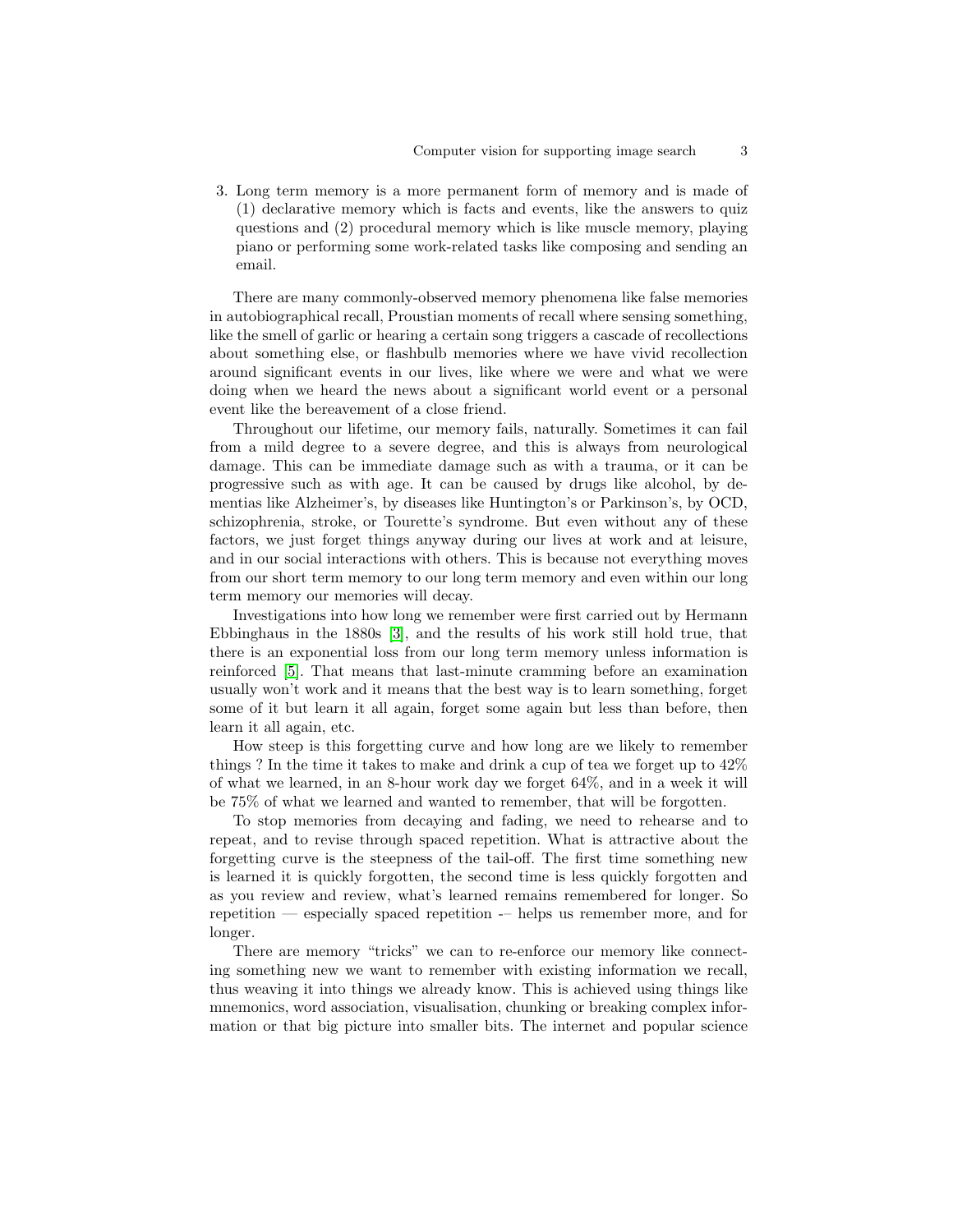3. Long term memory is a more permanent form of memory and is made of (1) declarative memory which is facts and events, like the answers to quiz questions and (2) procedural memory which is like muscle memory, playing piano or performing some work-related tasks like composing and sending an email.

There are many commonly-observed memory phenomena like false memories in autobiographical recall, Proustian moments of recall where sensing something, like the smell of garlic or hearing a certain song triggers a cascade of recollections about something else, or flashbulb memories where we have vivid recollection around significant events in our lives, like where we were and what we were doing when we heard the news about a significant world event or a personal event like the bereavement of a close friend.

Throughout our lifetime, our memory fails, naturally. Sometimes it can fail from a mild degree to a severe degree, and this is always from neurological damage. This can be immediate damage such as with a trauma, or it can be progressive such as with age. It can be caused by drugs like alcohol, by dementias like Alzheimer's, by diseases like Huntington's or Parkinson's, by OCD, schizophrenia, stroke, or Tourette's syndrome. But even without any of these factors, we just forget things anyway during our lives at work and at leisure, and in our social interactions with others. This is because not everything moves from our short term memory to our long term memory and even within our long term memory our memories will decay.

Investigations into how long we remember were first carried out by Hermann Ebbinghaus in the 1880s [3], and the results of his work still hold true, that there is an exponential loss from our long term memory unless information is reinforced [5]. That means that last-minute cramming before an examination usually won't work and it means that the best way is to learn something, forget some of it but learn it all again, forget some again but less than before, then learn it all again, etc.

How steep is this forgetting curve and how long are we likely to remember things ? In the time it takes to make and drink a cup of tea we forget up to 42% of what we learned, in an 8-hour work day we forget 64%, and in a week it will be 75% of what we learned and wanted to remember, that will be forgotten.

To stop memories from decaying and fading, we need to rehearse and to repeat, and to revise through spaced repetition. What is attractive about the forgetting curve is the steepness of the tail-off. The first time something new is learned it is quickly forgotten, the second time is less quickly forgotten and as you review and review, what's learned remains remembered for longer. So repetition — especially spaced repetition -– helps us remember more, and for longer.

There are memory "tricks" we can to re-enforce our memory like connecting something new we want to remember with existing information we recall, thus weaving it into things we already know. This is achieved using things like mnemonics, word association, visualisation, chunking or breaking complex information or that big picture into smaller bits. The internet and popular science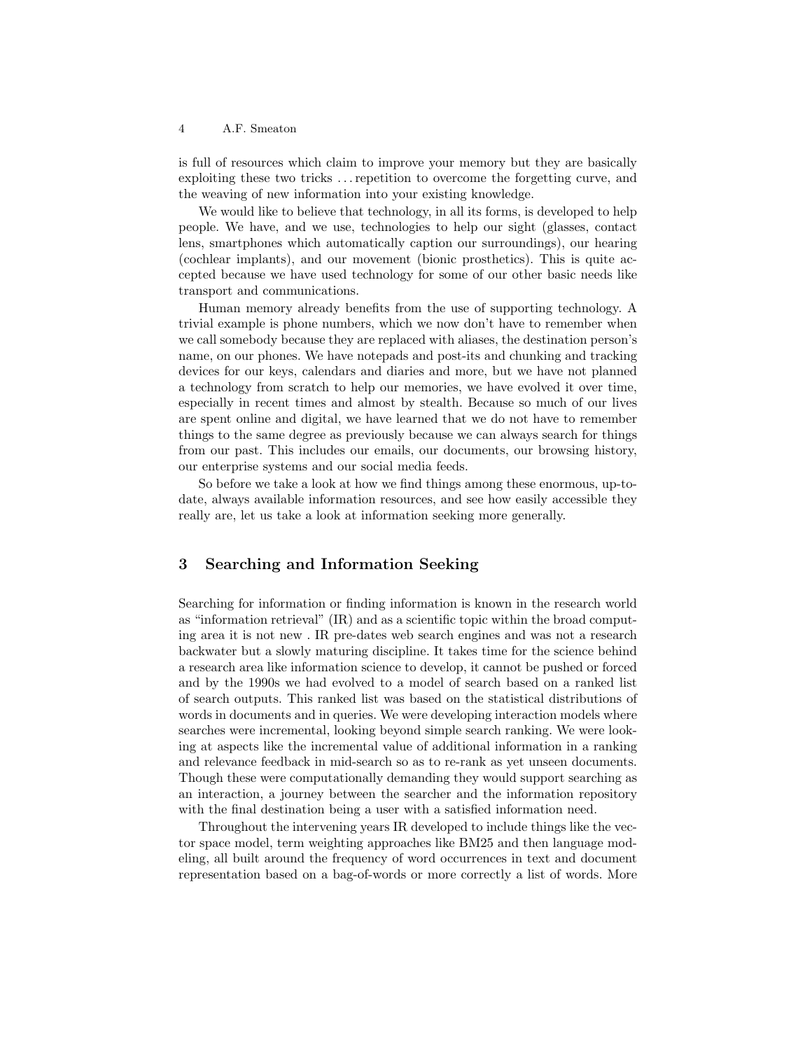is full of resources which claim to improve your memory but they are basically exploiting these two tricks . . . repetition to overcome the forgetting curve, and the weaving of new information into your existing knowledge.

We would like to believe that technology, in all its forms, is developed to help people. We have, and we use, technologies to help our sight (glasses, contact lens, smartphones which automatically caption our surroundings), our hearing (cochlear implants), and our movement (bionic prosthetics). This is quite accepted because we have used technology for some of our other basic needs like transport and communications.

Human memory already benefits from the use of supporting technology. A trivial example is phone numbers, which we now don't have to remember when we call somebody because they are replaced with aliases, the destination person's name, on our phones. We have notepads and post-its and chunking and tracking devices for our keys, calendars and diaries and more, but we have not planned a technology from scratch to help our memories, we have evolved it over time, especially in recent times and almost by stealth. Because so much of our lives are spent online and digital, we have learned that we do not have to remember things to the same degree as previously because we can always search for things from our past. This includes our emails, our documents, our browsing history, our enterprise systems and our social media feeds.

So before we take a look at how we find things among these enormous, up-to-date, always available information resources, and see how easily accessible they really are, let us take a look at information seeking more generally.

## 3 Searching and Information Seeking

Searching for information or finding information is known in the research world as "information retrieval" (IR) and as a scientific topic within the broad computing area it is not new . IR pre-dates web search engines and was not a research backwater but a slowly maturing discipline. It takes time for the science behind a research area like information science to develop, it cannot be pushed or forced and by the 1990s we had evolved to a model of search based on a ranked list of search outputs. This ranked list was based on the statistical distributions of words in documents and in queries. We were developing interaction models where searches were incremental, looking beyond simple search ranking. We were looking at aspects like the incremental value of additional information in a ranking and relevance feedback in mid-search so as to re-rank as yet unseen documents. Though these were computationally demanding they would support searching as an interaction, a journey between the searcher and the information repository with the final destination being a user with a satisfied information need.

Throughout the intervening years IR developed to include things like the vector space model, term weighting approaches like BM25 and then language modeling, all built around the frequency of word occurrences in text and document representation based on a bag-of-words or more correctly a list of words. More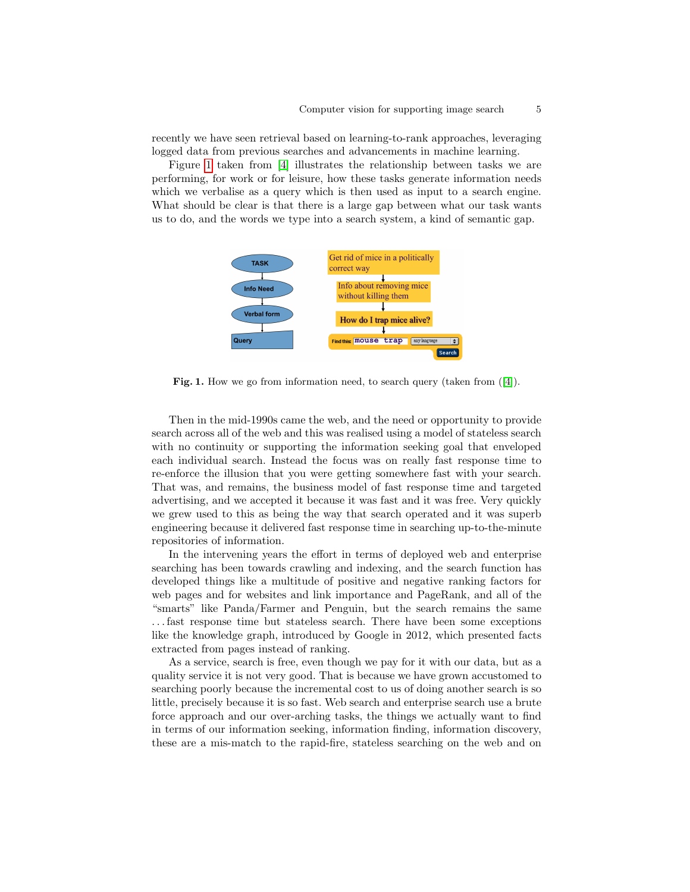recently we have seen retrieval based on learning-to-rank approaches, leveraging logged data from previous searches and advancements in machine learning.

Figure 1 taken from [4] illustrates the relationship between tasks we are performing, for work or for leisure, how these tasks generate information needs which we verbalise as a query which is then used as input to a search engine. What should be clear is that there is a large gap between what our task wants us to do, and the words we type into a search system, a kind of semantic gap.

**Fig. 1.** How we go from information need, to search query (taken from ([4]).

Then in the mid-1990s came the web, and the need or opportunity to provide search across all of the web and this was realised using a model of stateless search with no continuity or supporting the information seeking goal that enveloped each individual search. Instead the focus was on really fast response time to re-enforce the illusion that you were getting somewhere fast with your search. That was, and remains, the business model of fast response time and targeted advertising, and we accepted it because it was fast and it was free. Very quickly we grew used to this as being the way that search operated and it was superb engineering because it delivered fast response time in searching up-to-the-minute repositories of information.

In the intervening years the effort in terms of deployed web and enterprise searching has been towards crawling and indexing, and the search function has developed things like a multitude of positive and negative ranking factors for web pages and for websites and link importance and PageRank, and all of the "smarts" like Panda/Farmer and Penguin, but the search remains the same ...fast response time but stateless search. There have been some exceptions like the knowledge graph, introduced by Google in 2012, which presented facts extracted from pages instead of ranking.

As a service, search is free, even though we pay for it with our data, but as a quality service it is not very good. That is because we have grown accustomed to searching poorly because the incremental cost to us of doing another search is so little, precisely because it is so fast. Web search and enterprise search use a brute force approach and our over-arching tasks, the things we actually want to find in terms of our information seeking, information finding, information discovery, these are a mis-match to the rapid-fire, stateless searching on the web and on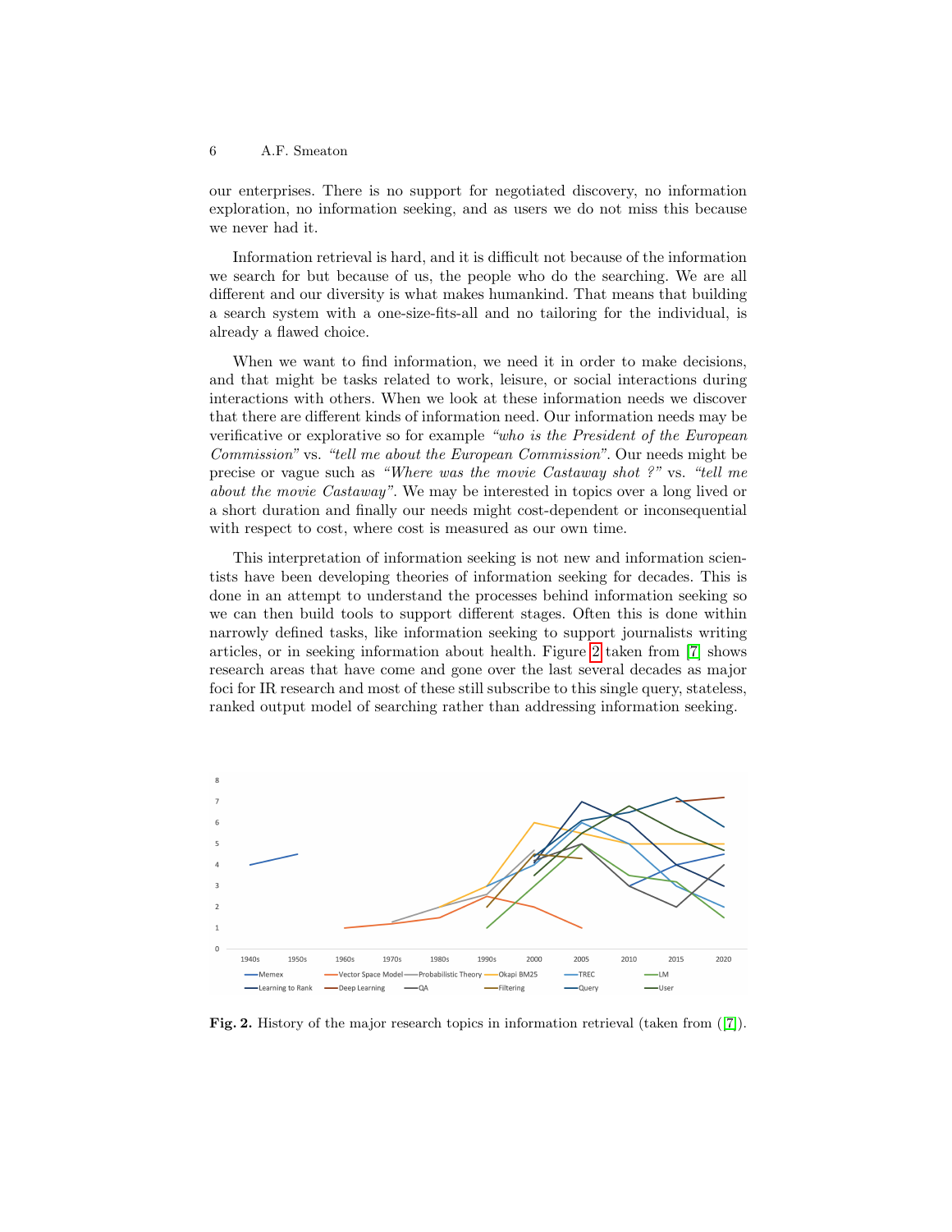our enterprises. There is no support for negotiated discovery, no information exploration, no information seeking, and as users we do not miss this because we never had it.

Information retrieval is hard, and it is difficult not because of the information we search for but because of us, the people who do the searching. We are all different and our diversity is what makes humankind. That means that building a search system with a one-size-fits-all and no tailoring for the individual, is already a flawed choice.

When we want to find information, we need it in order to make decisions, and that might be tasks related to work, leisure, or social interactions during interactions with others. When we look at these information needs we discover that there are different kinds of information need. Our information needs may be verificative or explorative so for example *"who is the President of the European Commission"* vs. *"tell me about the European Commission"*. Our needs might be precise or vague such as *"Where was the movie Castaway shot ?"* vs. *"tell me about the movie Castaway"*. We may be interested in topics over a long lived or a short duration and finally our needs might cost-dependent or inconsequential with respect to cost, where cost is measured as our own time.

This interpretation of information seeking is not new and information scientists have been developing theories of information seeking for decades. This is done in an attempt to understand the processes behind information seeking so we can then build tools to support different stages. Often this is done within narrowly defined tasks, like information seeking to support journalists writing articles, or in seeking information about health. Figure 2 taken from [7] shows research areas that have come and gone over the last several decades as major foci for IR research and most of these still subscribe to this single query, stateless, ranked output model of searching rather than addressing information seeking.

**Fig. 2.** History of the major research topics in information retrieval (taken from ([7]).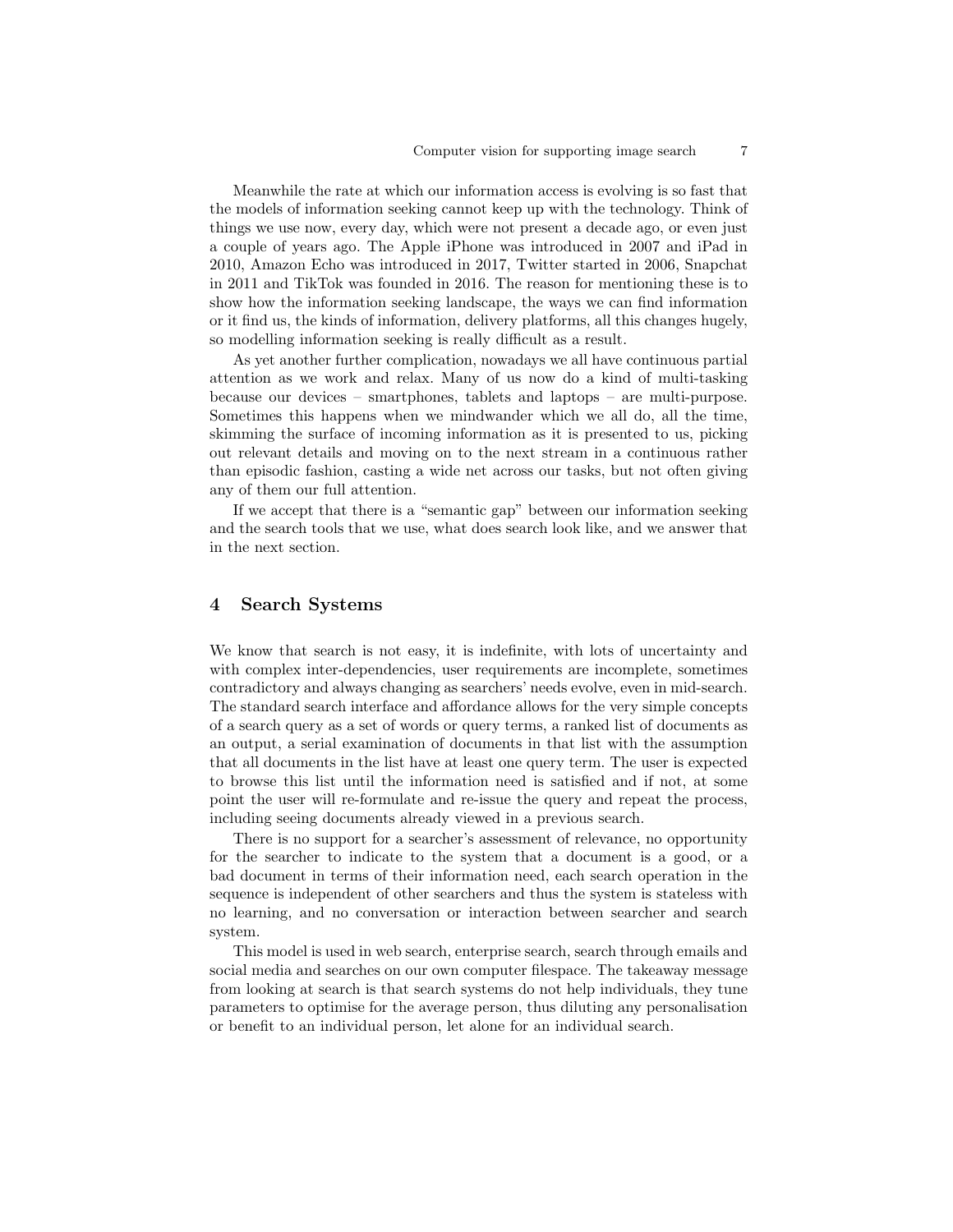Meanwhile the rate at which our information access is evolving is so fast that the models of information seeking cannot keep up with the technology. Think of things we use now, every day, which were not present a decade ago, or even just a couple of years ago. The Apple iPhone was introduced in 2007 and iPad in 2010, Amazon Echo was introduced in 2017, Twitter started in 2006, Snapchat in 2011 and TikTok was founded in 2016. The reason for mentioning these is to show how the information seeking landscape, the ways we can find information or it find us, the kinds of information, delivery platforms, all this changes hugely, so modelling information seeking is really difficult as a result.

As yet another further complication, nowadays we all have continuous partial attention as we work and relax. Many of us now do a kind of multi-tasking because our devices – smartphones, tablets and laptops – are multi-purpose. Sometimes this happens when we mindwander which we all do, all the time, skimming the surface of incoming information as it is presented to us, picking out relevant details and moving on to the next stream in a continuous rather than episodic fashion, casting a wide net across our tasks, but not often giving any of them our full attention.

If we accept that there is a "semantic gap" between our information seeking and the search tools that we use, what does search look like, and we answer that in the next section.

## 4 Search Systems

We know that search is not easy, it is indefinite, with lots of uncertainty and with complex inter-dependencies, user requirements are incomplete, sometimes contradictory and always changing as searchers' needs evolve, even in mid-search. The standard search interface and affordance allows for the very simple concepts of a search query as a set of words or query terms, a ranked list of documents as an output, a serial examination of documents in that list with the assumption that all documents in the list have at least one query term. The user is expected to browse this list until the information need is satisfied and if not, at some point the user will re-formulate and re-issue the query and repeat the process, including seeing documents already viewed in a previous search.

There is no support for a searcher's assessment of relevance, no opportunity for the searcher to indicate to the system that a document is a good, or a bad document in terms of their information need, each search operation in the sequence is independent of other searchers and thus the system is stateless with no learning, and no conversation or interaction between searcher and search system.

This model is used in web search, enterprise search, search through emails and social media and searches on our own computer filespace. The takeaway message from looking at search is that search systems do not help individuals, they tune parameters to optimise for the average person, thus diluting any personalisation or benefit to an individual person, let alone for an individual search.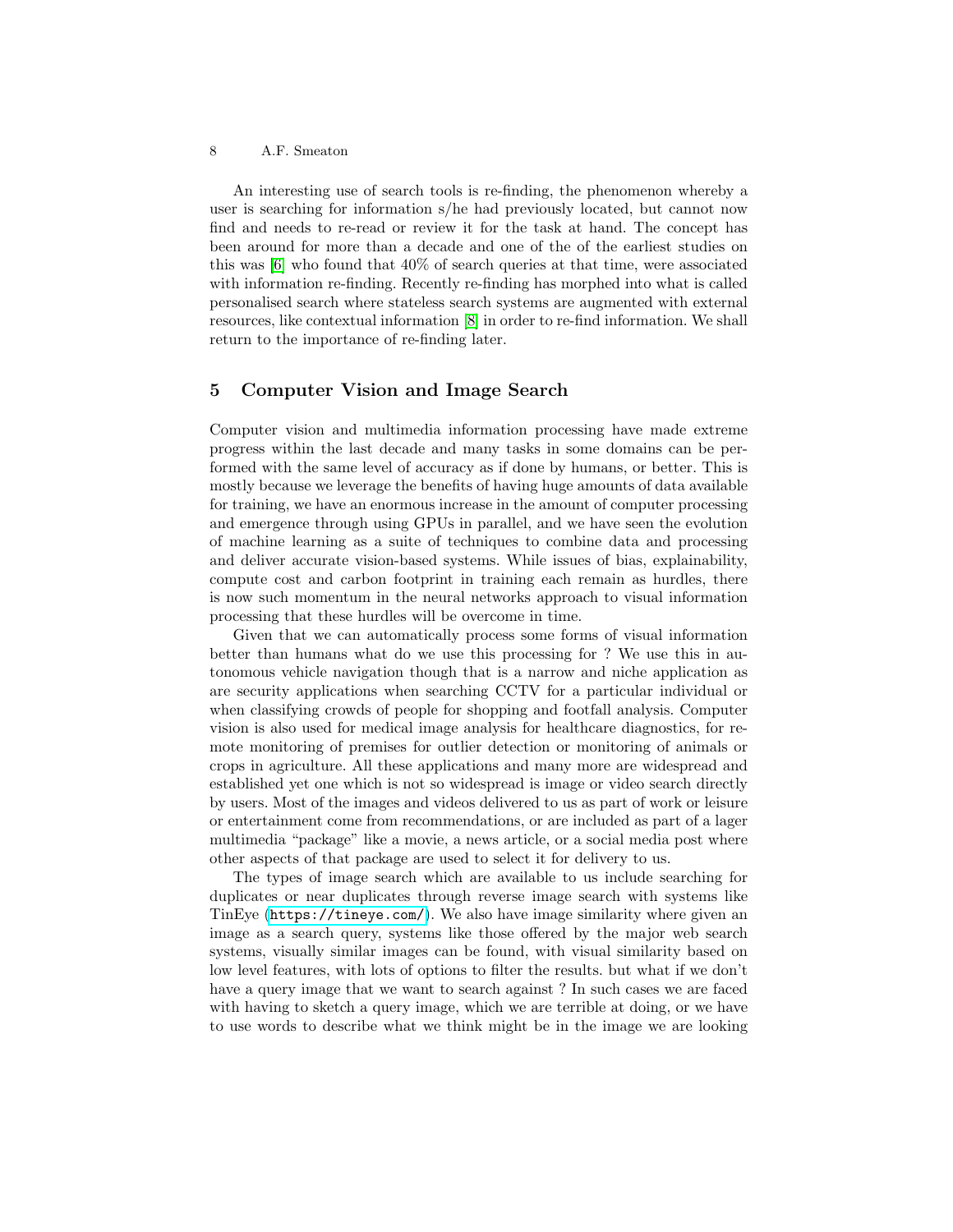An interesting use of search tools is re-finding, the phenomenon whereby a user is searching for information s/he had previously located, but cannot now find and needs to re-read or review it for the task at hand. The concept has been around for more than a decade and one of the of the earliest studies on this was [6] who found that 40% of search queries at that time, were associated with information re-finding. Recently re-finding has morphed into what is called personalised search where stateless search systems are augmented with external resources, like contextual information [8] in order to re-find information. We shall return to the importance of re-finding later.

## 5 Computer Vision and Image Search

Computer vision and multimedia information processing have made extreme progress within the last decade and many tasks in some domains can be performed with the same level of accuracy as if done by humans, or better. This is mostly because we leverage the benefits of having huge amounts of data available for training, we have an enormous increase in the amount of computer processing and emergence through using GPUs in parallel, and we have seen the evolution of machine learning as a suite of techniques to combine data and processing and deliver accurate vision-based systems. While issues of bias, explainability, compute cost and carbon footprint in training each remain as hurdles, there is now such momentum in the neural networks approach to visual information processing that these hurdles will be overcome in time.

Given that we can automatically process some forms of visual information better than humans what do we use this processing for ? We use this in autonomous vehicle navigation though that is a narrow and niche application as are security applications when searching CCTV for a particular individual or when classifying crowds of people for shopping and footfall analysis. Computer vision is also used for medical image analysis for healthcare diagnostics, for remote monitoring of premises for outlier detection or monitoring of animals or crops in agriculture. All these applications and many more are widespread and established yet one which is not so widespread is image or video search directly by users. Most of the images and videos delivered to us as part of work or leisure or entertainment come from recommendations, or are included as part of a lager multimedia "package" like a movie, a news article, or a social media post where other aspects of that package are used to select it for delivery to us.

The types of image search which are available to us include searching for duplicates or near duplicates through reverse image search with systems like TinEye (`https://tineye.com/`). We also have image similarity where given an image as a search query, systems like those offered by the major web search systems, visually similar images can be found, with visual similarity based on low level features, with lots of options to filter the results. but what if we don't have a query image that we want to search against ? In such cases we are faced with having to sketch a query image, which we are terrible at doing, or we have to use words to describe what we think might be in the image we are looking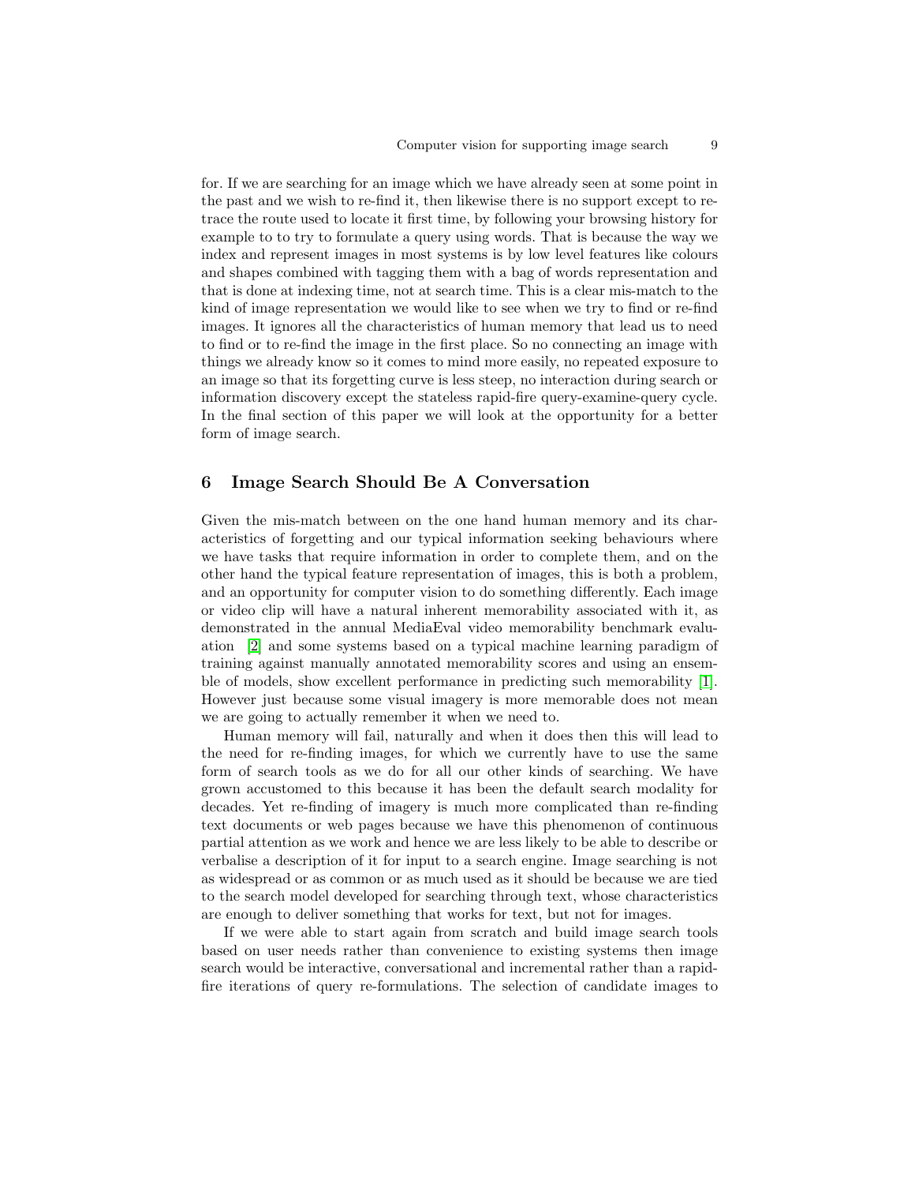for. If we are searching for an image which we have already seen at some point in the past and we wish to re-find it, then likewise there is no support except to retrace the route used to locate it first time, by following your browsing history for example to to try to formulate a query using words. That is because the way we index and represent images in most systems is by low level features like colours and shapes combined with tagging them with a bag of words representation and that is done at indexing time, not at search time. This is a clear mis-match to the kind of image representation we would like to see when we try to find or re-find images. It ignores all the characteristics of human memory that lead us to need to find or to re-find the image in the first place. So no connecting an image with things we already know so it comes to mind more easily, no repeated exposure to an image so that its forgetting curve is less steep, no interaction during search or information discovery except the stateless rapid-fire query-examine-query cycle. In the final section of this paper we will look at the opportunity for a better form of image search.

## 6 Image Search Should Be A Conversation

Given the mis-match between on the one hand human memory and its characteristics of forgetting and our typical information seeking behaviours where we have tasks that require information in order to complete them, and on the other hand the typical feature representation of images, this is both a problem, and an opportunity for computer vision to do something differently. Each image or video clip will have a natural inherent memorability associated with it, as demonstrated in the annual MediaEval video memorability benchmark evaluation [2] and some systems based on a typical machine learning paradigm of training against manually annotated memorability scores and using an ensemble of models, show excellent performance in predicting such memorability [1]. However just because some visual imagery is more memorable does not mean we are going to actually remember it when we need to.

Human memory will fail, naturally and when it does then this will lead to the need for re-finding images, for which we currently have to use the same form of search tools as we do for all our other kinds of searching. We have grown accustomed to this because it has been the default search modality for decades. Yet re-finding of imagery is much more complicated than re-finding text documents or web pages because we have this phenomenon of continuous partial attention as we work and hence we are less likely to be able to describe or verbalise a description of it for input to a search engine. Image searching is not as widespread or as common or as much used as it should be because we are tied to the search model developed for searching through text, whose characteristics are enough to deliver something that works for text, but not for images.

If we were able to start again from scratch and build image search tools based on user needs rather than convenience to existing systems then image search would be interactive, conversational and incremental rather than a rapid-fire iterations of query re-formulations. The selection of candidate images to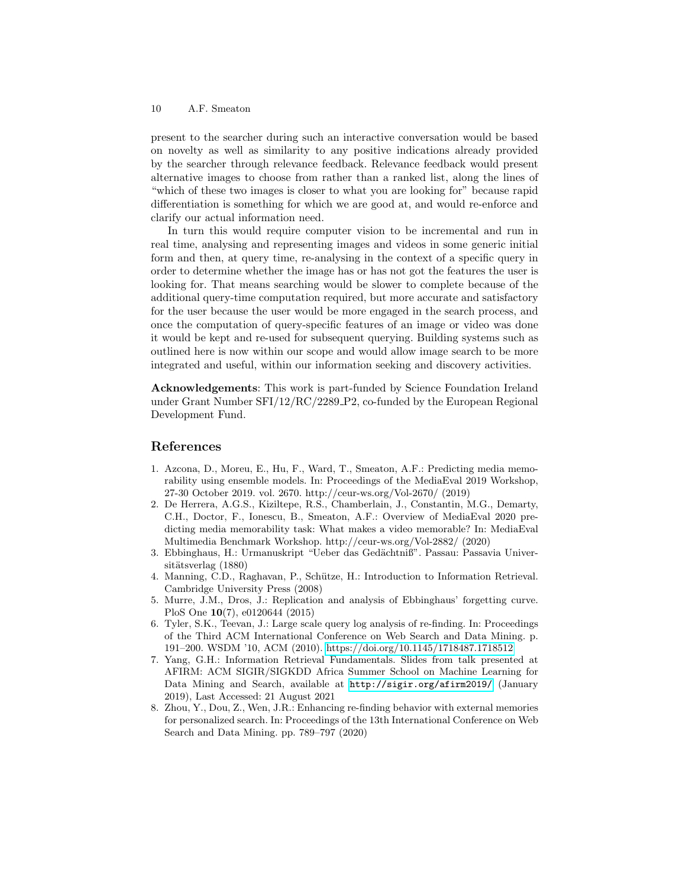present to the searcher during such an interactive conversation would be based on novelty as well as similarity to any positive indications already provided by the searcher through relevance feedback. Relevance feedback would present alternative images to choose from rather than a ranked list, along the lines of "which of these two images is closer to what you are looking for" because rapid differentiation is something for which we are good at, and would re-enforce and clarify our actual information need.

In turn this would require computer vision to be incremental and run in real time, analysing and representing images and videos in some generic initial form and then, at query time, re-analysing in the context of a specific query in order to determine whether the image has or has not got the features the user is looking for. That means searching would be slower to complete because of the additional query-time computation required, but more accurate and satisfactory for the user because the user would be more engaged in the search process, and once the computation of query-specific features of an image or video was done it would be kept and re-used for subsequent querying. Building systems such as outlined here is now within our scope and would allow image search to be more integrated and useful, within our information seeking and discovery activities.

**Acknowledgements**: This work is part-funded by Science Foundation Ireland under Grant Number SFI/12/RC/2289_P2, co-funded by the European Regional Development Fund.

## References

1. Azcona, D., Moreu, E., Hu, F., Ward, T., Smeaton, A.F.: Predicting media memorability using ensemble models. In: Proceedings of the MediaEval 2019 Workshop, 27-30 October 2019. vol. 2670. http://ceur-ws.org/Vol-2670/ (2019)
2. De Herrera, A.G.S., Kiziltepe, R.S., Chamberlain, J., Constantin, M.G., Demarty, C.H., Doctor, F., Ionescu, B., Smeaton, A.F.: Overview of MediaEval 2020 predicting media memorability task: What makes a video memorable? In: MediaEval Multimedia Benchmark Workshop. http://ceur-ws.org/Vol-2882/ (2020)
3. Ebbinghaus, H.: Urmanuskript "Ueber das Gedächtniß". Passau: Passavia Universitätsverlag (1880)
4. Manning, C.D., Raghavan, P., Schütze, H.: Introduction to Information Retrieval. Cambridge University Press (2008)
5. Murre, J.M., Dros, J.: Replication and analysis of Ebbinghaus' forgetting curve. PloS One **10**(7), e0120644 (2015)
6. Tyler, S.K., Teevan, J.: Large scale query log analysis of re-finding. In: Proceedings of the Third ACM International Conference on Web Search and Data Mining. p. 191–200. WSDM '10, ACM (2010). https://doi.org/10.1145/1718487.1718512
7. Yang, G.H.: Information Retrieval Fundamentals. Slides from talk presented at AFIRM: ACM SIGIR/SIGKDD Africa Summer School on Machine Learning for Data Mining and Search, available at http://sigir.org/afirm2019/ (January 2019), Last Accessed: 21 August 2021
8. Zhou, Y., Dou, Z., Wen, J.R.: Enhancing re-finding behavior with external memories for personalized search. In: Proceedings of the 13th International Conference on Web Search and Data Mining. pp. 789–797 (2020)